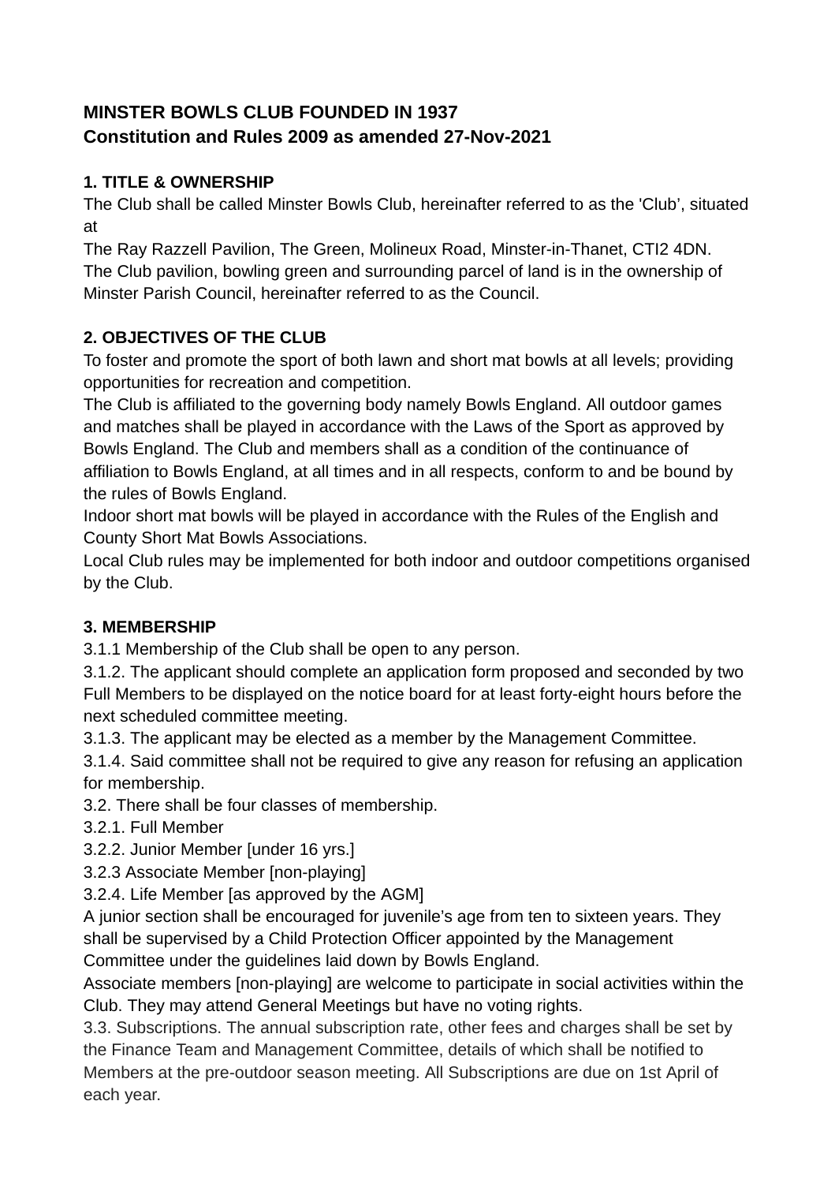**MINSTER BOWLS CLUB FOUNDED IN 1937**
**Constitution and Rules 2009 as amended 27-Nov-2021**

**1. TITLE & OWNERSHIP**

The Club shall be called Minster Bowls Club, hereinafter referred to as the 'Club', situated at
The Ray Razzell Pavilion, The Green, Molineux Road, Minster-in-Thanet, CTI2 4DN.
The Club pavilion, bowling green and surrounding parcel of land is in the ownership of Minster Parish Council, hereinafter referred to as the Council.

**2. OBJECTIVES OF THE CLUB**

To foster and promote the sport of both lawn and short mat bowls at all levels; providing opportunities for recreation and competition.
The Club is affiliated to the governing body namely Bowls England. All outdoor games and matches shall be played in accordance with the Laws of the Sport as approved by Bowls England. The Club and members shall as a condition of the continuance of affiliation to Bowls England, at all times and in all respects, conform to and be bound by the rules of Bowls England.
Indoor short mat bowls will be played in accordance with the Rules of the English and County Short Mat Bowls Associations.
Local Club rules may be implemented for both indoor and outdoor competitions organised by the Club.

**3. MEMBERSHIP**

3.1.1 Membership of the Club shall be open to any person.
3.1.2. The applicant should complete an application form proposed and seconded by two Full Members to be displayed on the notice board for at least forty-eight hours before the next scheduled committee meeting.
3.1.3. The applicant may be elected as a member by the Management Committee.
3.1.4. Said committee shall not be required to give any reason for refusing an application for membership.
3.2. There shall be four classes of membership.
3.2.1. Full Member
3.2.2. Junior Member [under 16 yrs.]
3.2.3 Associate Member [non-playing]
3.2.4. Life Member [as approved by the AGM]
A junior section shall be encouraged for juvenile's age from ten to sixteen years. They shall be supervised by a Child Protection Officer appointed by the Management Committee under the guidelines laid down by Bowls England.
Associate members [non-playing] are welcome to participate in social activities within the Club. They may attend General Meetings but have no voting rights.
3.3. Subscriptions. The annual subscription rate, other fees and charges shall be set by the Finance Team and Management Committee, details of which shall be notified to Members at the pre-outdoor season meeting. All Subscriptions are due on 1st April of each year.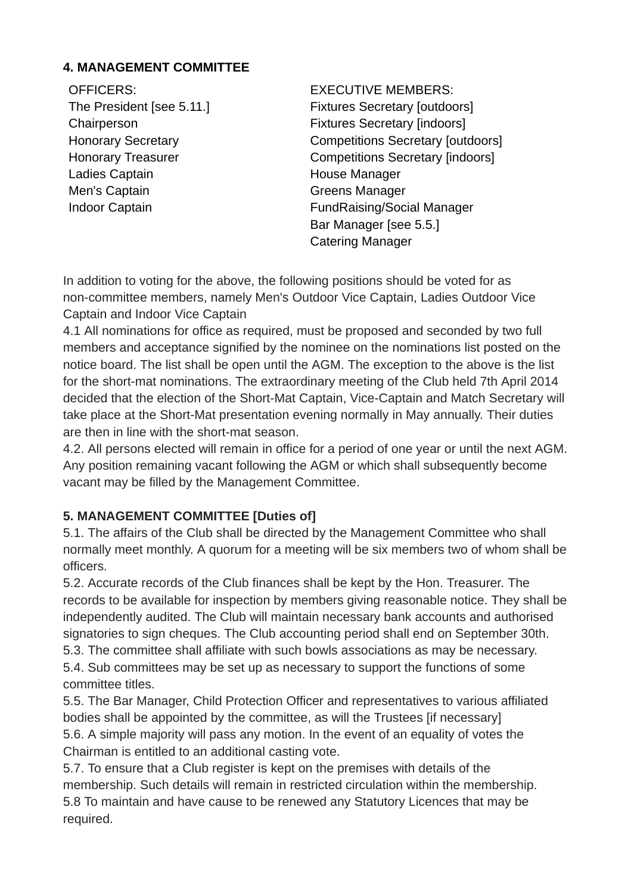**4. MANAGEMENT COMMITTEE**

OFFICERS:
The President [see 5.11.]
Chairperson
Honorary Secretary
Honorary Treasurer
Ladies Captain
Men's Captain
Indoor Captain

EXECUTIVE MEMBERS:
Fixtures Secretary [outdoors]
Fixtures Secretary [indoors]
Competitions Secretary [outdoors]
Competitions Secretary [indoors]
House Manager
Greens Manager
FundRaising/Social Manager
Bar Manager [see 5.5.]
Catering Manager

In addition to voting for the above, the following positions should be voted for as non-committee members, namely Men's Outdoor Vice Captain, Ladies Outdoor Vice Captain and Indoor Vice Captain

4.1 All nominations for office as required, must be proposed and seconded by two full members and acceptance signified by the nominee on the nominations list posted on the notice board. The list shall be open until the AGM. The exception to the above is the list for the short-mat nominations. The extraordinary meeting of the Club held 7th April 2014 decided that the election of the Short-Mat Captain, Vice-Captain and Match Secretary will take place at the Short-Mat presentation evening normally in May annually. Their duties are then in line with the short-mat season.

4.2. All persons elected will remain in office for a period of one year or until the next AGM. Any position remaining vacant following the AGM or which shall subsequently become vacant may be filled by the Management Committee.

**5. MANAGEMENT COMMITTEE [Duties of]**

5.1. The affairs of the Club shall be directed by the Management Committee who shall normally meet monthly. A quorum for a meeting will be six members two of whom shall be officers.

5.2. Accurate records of the Club finances shall be kept by the Hon. Treasurer. The records to be available for inspection by members giving reasonable notice. They shall be independently audited. The Club will maintain necessary bank accounts and authorised signatories to sign cheques. The Club accounting period shall end on September 30th.

5.3. The committee shall affiliate with such bowls associations as may be necessary.

5.4. Sub committees may be set up as necessary to support the functions of some committee titles.

5.5. The Bar Manager, Child Protection Officer and representatives to various affiliated bodies shall be appointed by the committee, as will the Trustees [if necessary]

5.6. A simple majority will pass any motion. In the event of an equality of votes the Chairman is entitled to an additional casting vote.

5.7. To ensure that a Club register is kept on the premises with details of the membership. Such details will remain in restricted circulation within the membership.

5.8 To maintain and have cause to be renewed any Statutory Licences that may be required.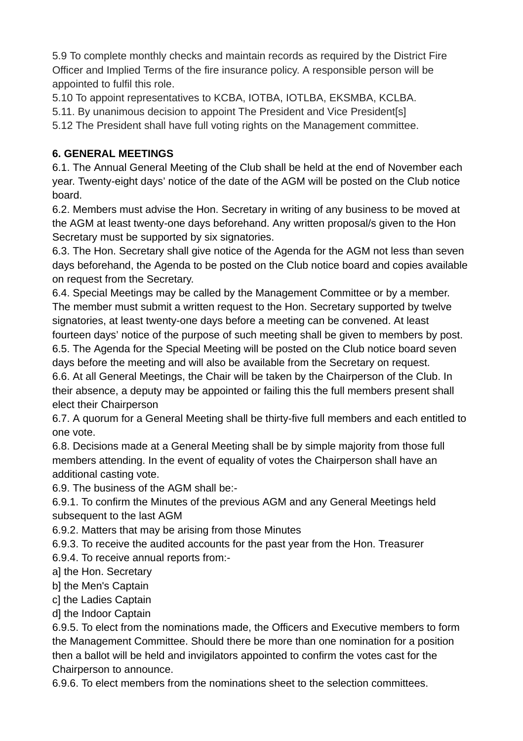5.9 To complete monthly checks and maintain records as required by the District Fire Officer and Implied Terms of the fire insurance policy. A responsible person will be appointed to fulfil this role.
5.10 To appoint representatives to KCBA, IOTBA, IOTLBA, EKSMBA, KCLBA.
5.11. By unanimous decision to appoint The President and Vice President[s]
5.12 The President shall have full voting rights on the Management committee.

**6. GENERAL MEETINGS**
6.1. The Annual General Meeting of the Club shall be held at the end of November each year. Twenty-eight days' notice of the date of the AGM will be posted on the Club notice board.
6.2. Members must advise the Hon. Secretary in writing of any business to be moved at the AGM at least twenty-one days beforehand. Any written proposal/s given to the Hon Secretary must be supported by six signatories.
6.3. The Hon. Secretary shall give notice of the Agenda for the AGM not less than seven days beforehand, the Agenda to be posted on the Club notice board and copies available on request from the Secretary.
6.4. Special Meetings may be called by the Management Committee or by a member. The member must submit a written request to the Hon. Secretary supported by twelve signatories, at least twenty-one days before a meeting can be convened. At least fourteen days' notice of the purpose of such meeting shall be given to members by post.
6.5. The Agenda for the Special Meeting will be posted on the Club notice board seven days before the meeting and will also be available from the Secretary on request.
6.6. At all General Meetings, the Chair will be taken by the Chairperson of the Club. In their absence, a deputy may be appointed or failing this the full members present shall elect their Chairperson
6.7. A quorum for a General Meeting shall be thirty-five full members and each entitled to one vote.
6.8. Decisions made at a General Meeting shall be by simple majority from those full members attending. In the event of equality of votes the Chairperson shall have an additional casting vote.
6.9. The business of the AGM shall be:-
6.9.1. To confirm the Minutes of the previous AGM and any General Meetings held subsequent to the last AGM
6.9.2. Matters that may be arising from those Minutes
6.9.3. To receive the audited accounts for the past year from the Hon. Treasurer
6.9.4. To receive annual reports from:-
a] the Hon. Secretary
b] the Men's Captain
c] the Ladies Captain
d] the Indoor Captain
6.9.5. To elect from the nominations made, the Officers and Executive members to form the Management Committee. Should there be more than one nomination for a position then a ballot will be held and invigilators appointed to confirm the votes cast for the Chairperson to announce.
6.9.6. To elect members from the nominations sheet to the selection committees.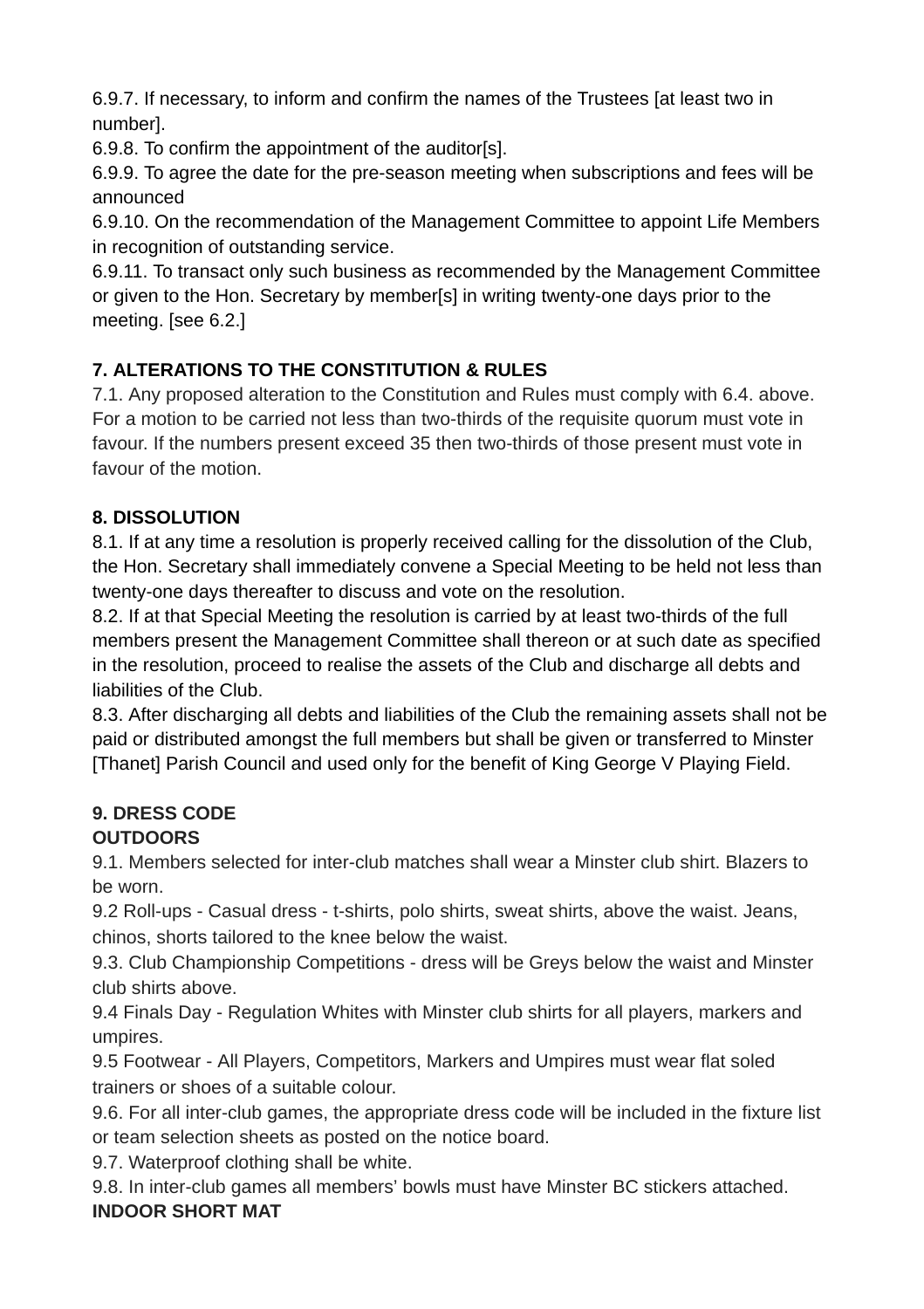6.9.7. If necessary, to inform and confirm the names of the Trustees [at least two in number].
6.9.8. To confirm the appointment of the auditor[s].
6.9.9. To agree the date for the pre-season meeting when subscriptions and fees will be announced
6.9.10. On the recommendation of the Management Committee to appoint Life Members in recognition of outstanding service.
6.9.11. To transact only such business as recommended by the Management Committee or given to the Hon. Secretary by member[s] in writing twenty-one days prior to the meeting. [see 6.2.]

**7. ALTERATIONS TO THE CONSTITUTION & RULES**
7.1. Any proposed alteration to the Constitution and Rules must comply with 6.4. above. For a motion to be carried not less than two-thirds of the requisite quorum must vote in favour. If the numbers present exceed 35 then two-thirds of those present must vote in favour of the motion.

**8. DISSOLUTION**
8.1. If at any time a resolution is properly received calling for the dissolution of the Club, the Hon. Secretary shall immediately convene a Special Meeting to be held not less than twenty-one days thereafter to discuss and vote on the resolution.
8.2. If at that Special Meeting the resolution is carried by at least two-thirds of the full members present the Management Committee shall thereon or at such date as specified in the resolution, proceed to realise the assets of the Club and discharge all debts and liabilities of the Club.
8.3. After discharging all debts and liabilities of the Club the remaining assets shall not be paid or distributed amongst the full members but shall be given or transferred to Minster [Thanet] Parish Council and used only for the benefit of King George V Playing Field.

**9. DRESS CODE**
**OUTDOORS**
9.1. Members selected for inter-club matches shall wear a Minster club shirt. Blazers to be worn.
9.2 Roll-ups - Casual dress - t-shirts, polo shirts, sweat shirts, above the waist. Jeans, chinos, shorts tailored to the knee below the waist.
9.3. Club Championship Competitions - dress will be Greys below the waist and Minster club shirts above.
9.4 Finals Day - Regulation Whites with Minster club shirts for all players, markers and umpires.
9.5 Footwear - All Players, Competitors, Markers and Umpires must wear flat soled trainers or shoes of a suitable colour.
9.6. For all inter-club games, the appropriate dress code will be included in the fixture list or team selection sheets as posted on the notice board.
9.7. Waterproof clothing shall be white.
9.8. In inter-club games all members' bowls must have Minster BC stickers attached.
**INDOOR SHORT MAT**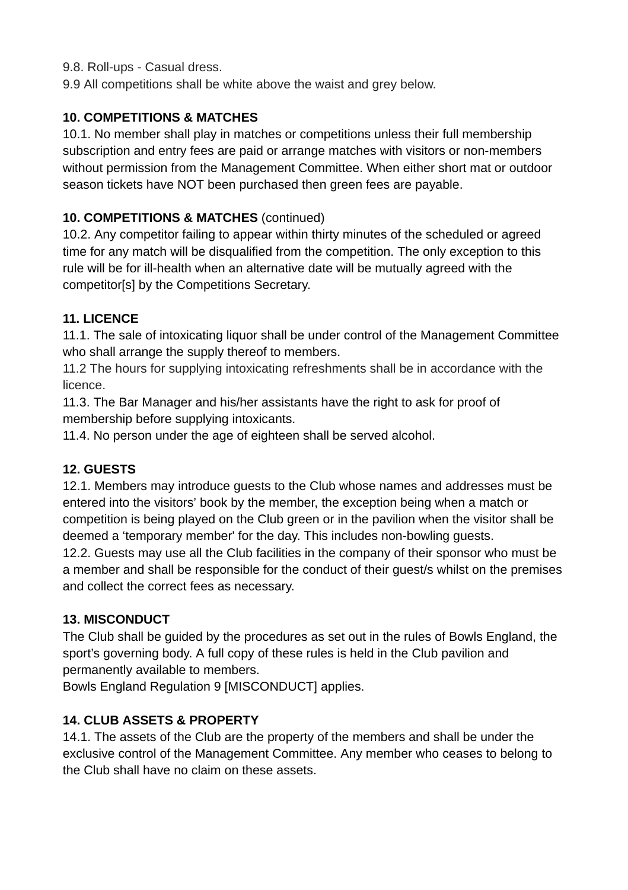9.8. Roll-ups - Casual dress.

9.9 All competitions shall be white above the waist and grey below.

**10. COMPETITIONS & MATCHES**

10.1. No member shall play in matches or competitions unless their full membership subscription and entry fees are paid or arrange matches with visitors or non-members without permission from the Management Committee. When either short mat or outdoor season tickets have NOT been purchased then green fees are payable.

**10. COMPETITIONS & MATCHES** (continued)

10.2. Any competitor failing to appear within thirty minutes of the scheduled or agreed time for any match will be disqualified from the competition. The only exception to this rule will be for ill-health when an alternative date will be mutually agreed with the competitor[s] by the Competitions Secretary.

**11. LICENCE**

11.1. The sale of intoxicating liquor shall be under control of the Management Committee who shall arrange the supply thereof to members.

11.2 The hours for supplying intoxicating refreshments shall be in accordance with the licence.

11.3. The Bar Manager and his/her assistants have the right to ask for proof of membership before supplying intoxicants.

11.4. No person under the age of eighteen shall be served alcohol.

**12. GUESTS**

12.1. Members may introduce guests to the Club whose names and addresses must be entered into the visitors' book by the member, the exception being when a match or competition is being played on the Club green or in the pavilion when the visitor shall be deemed a 'temporary member' for the day. This includes non-bowling guests.

12.2. Guests may use all the Club facilities in the company of their sponsor who must be a member and shall be responsible for the conduct of their guest/s whilst on the premises and collect the correct fees as necessary.

**13. MISCONDUCT**

The Club shall be guided by the procedures as set out in the rules of Bowls England, the sport's governing body. A full copy of these rules is held in the Club pavilion and permanently available to members.

Bowls England Regulation 9 [MISCONDUCT] applies.

**14. CLUB ASSETS & PROPERTY**

14.1. The assets of the Club are the property of the members and shall be under the exclusive control of the Management Committee. Any member who ceases to belong to the Club shall have no claim on these assets.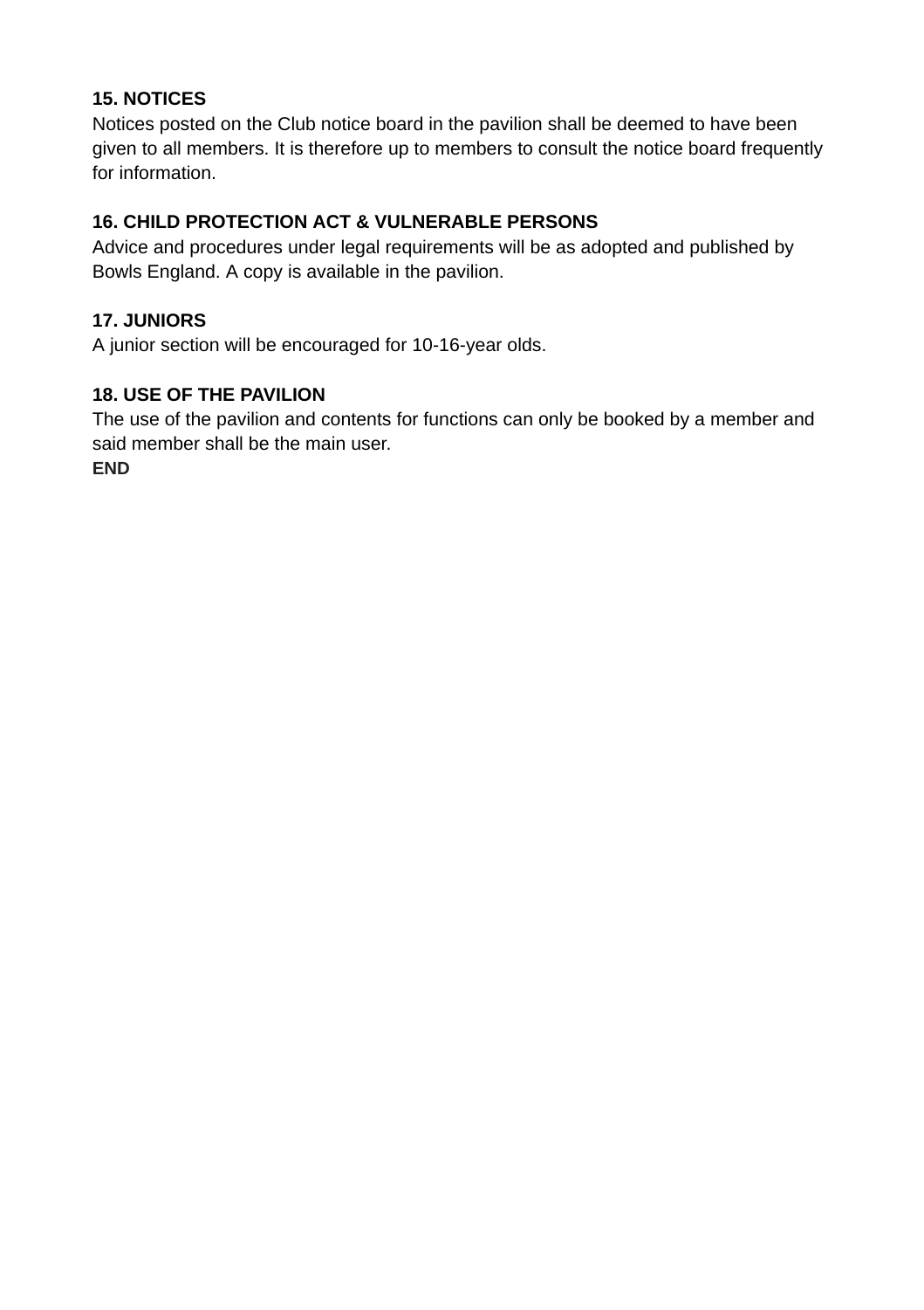**15. NOTICES**

Notices posted on the Club notice board in the pavilion shall be deemed to have been given to all members. It is therefore up to members to consult the notice board frequently for information.

**16. CHILD PROTECTION ACT & VULNERABLE PERSONS**

Advice and procedures under legal requirements will be as adopted and published by Bowls England. A copy is available in the pavilion.

**17. JUNIORS**

A junior section will be encouraged for 10-16-year olds.

**18. USE OF THE PAVILION**

The use of the pavilion and contents for functions can only be booked by a member and said member shall be the main user.

**END**